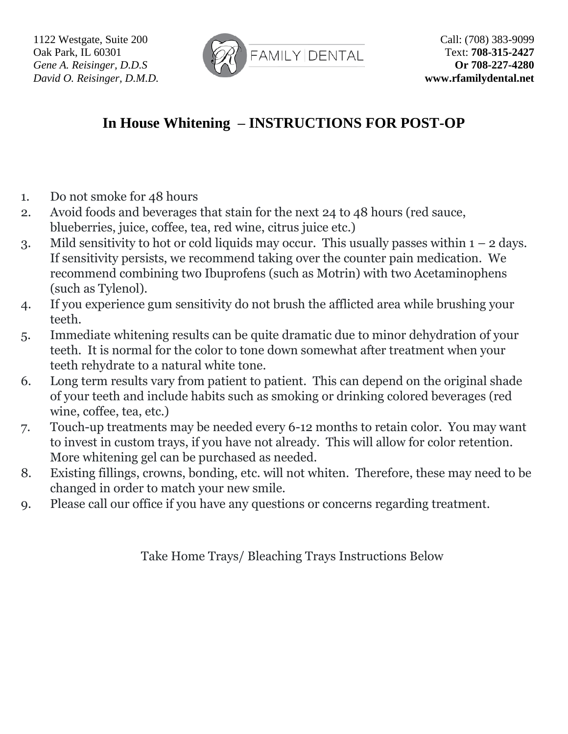1122 Westgate, Suite 200
Oak Park, IL 60301
*Gene A. Reisinger, D.D.S*
*David O. Reisinger, D.M.D.*

FAMILY | DENTAL

Call: (708) 383-9099
Text: **708-315-2427**
**Or 708-227-4280**
**www.rfamilydental.net**

# In House Whitening – INSTRUCTIONS FOR POST-OP

1. Do not smoke for 48 hours
2. Avoid foods and beverages that stain for the next 24 to 48 hours (red sauce, blueberries, juice, coffee, tea, red wine, citrus juice etc.)
3. Mild sensitivity to hot or cold liquids may occur. This usually passes within 1 – 2 days. If sensitivity persists, we recommend taking over the counter pain medication. We recommend combining two Ibuprofens (such as Motrin) with two Acetaminophens (such as Tylenol).
4. If you experience gum sensitivity do not brush the afflicted area while brushing your teeth.
5. Immediate whitening results can be quite dramatic due to minor dehydration of your teeth. It is normal for the color to tone down somewhat after treatment when your teeth rehydrate to a natural white tone.
6. Long term results vary from patient to patient. This can depend on the original shade of your teeth and include habits such as smoking or drinking colored beverages (red wine, coffee, tea, etc.)
7. Touch-up treatments may be needed every 6-12 months to retain color. You may want to invest in custom trays, if you have not already. This will allow for color retention. More whitening gel can be purchased as needed.
8. Existing fillings, crowns, bonding, etc. will not whiten. Therefore, these may need to be changed in order to match your new smile.
9. Please call our office if you have any questions or concerns regarding treatment.

Take Home Trays/ Bleaching Trays Instructions Below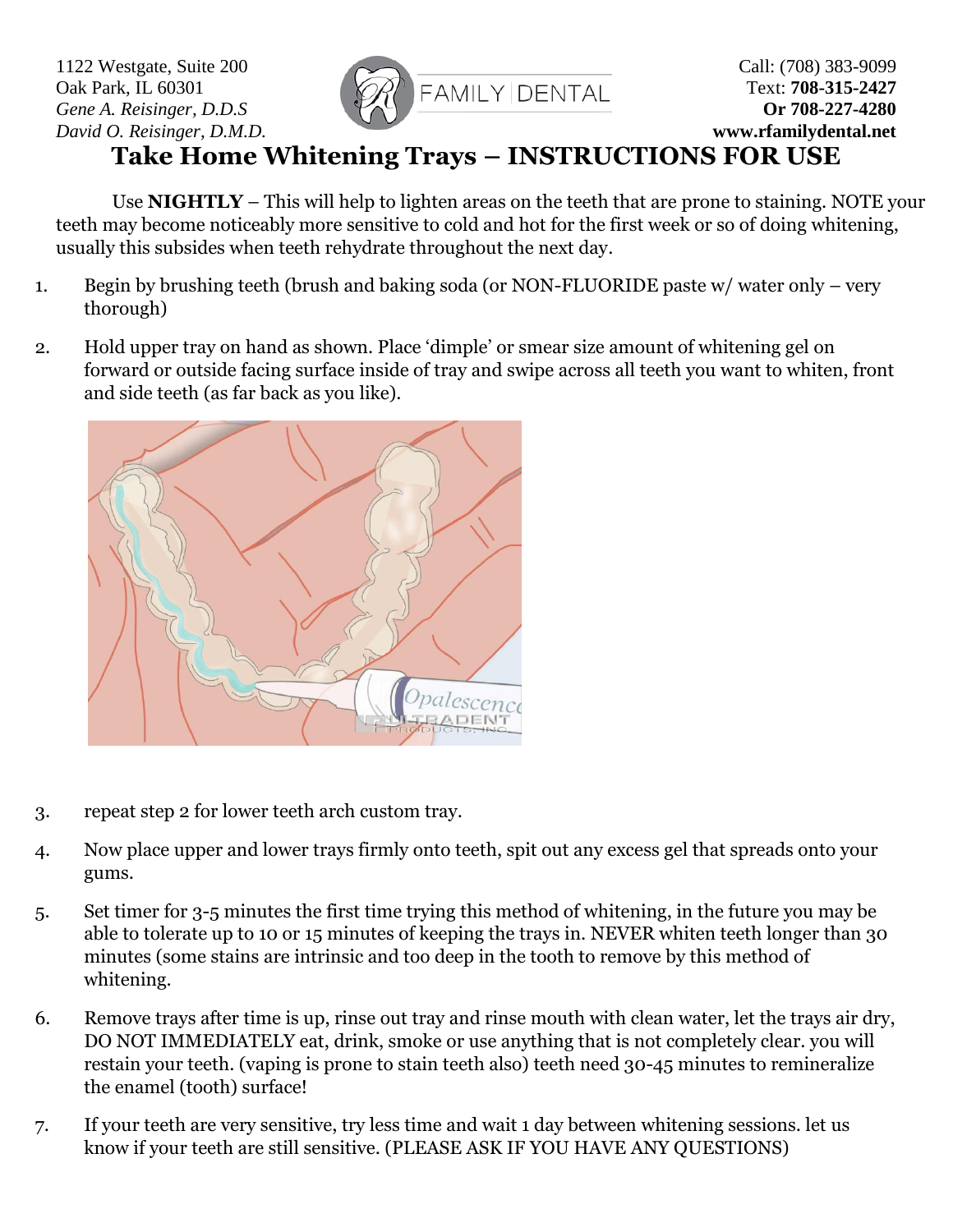1122 Westgate, Suite 200
Oak Park, IL 60301
*Gene A. Reisinger, D.D.S*
*David O. Reisinger, D.M.D.*

FAMILY | DENTAL

Call: (708) 383-9099
Text: **708-315-2427**
**Or 708-227-4280**
**www.rfamilydental.net**

# Take Home Whitening Trays – INSTRUCTIONS FOR USE

Use **NIGHTLY** – This will help to lighten areas on the teeth that are prone to staining. NOTE your teeth may become noticeably more sensitive to cold and hot for the first week or so of doing whitening, usually this subsides when teeth rehydrate throughout the next day.

1. Begin by brushing teeth (brush and baking soda (or NON-FLUORIDE paste w/ water only – very thorough)

2. Hold upper tray on hand as shown. Place 'dimple' or smear size amount of whitening gel on forward or outside facing surface inside of tray and swipe across all teeth you want to whiten, front and side teeth (as far back as you like).

3. repeat step 2 for lower teeth arch custom tray.

4. Now place upper and lower trays firmly onto teeth, spit out any excess gel that spreads onto your gums.

5. Set timer for 3-5 minutes the first time trying this method of whitening, in the future you may be able to tolerate up to 10 or 15 minutes of keeping the trays in. NEVER whiten teeth longer than 30 minutes (some stains are intrinsic and too deep in the tooth to remove by this method of whitening.

6. Remove trays after time is up, rinse out tray and rinse mouth with clean water, let the trays air dry, DO NOT IMMEDIATELY eat, drink, smoke or use anything that is not completely clear. you will restain your teeth. (vaping is prone to stain teeth also) teeth need 30-45 minutes to remineralize the enamel (tooth) surface!

7. If your teeth are very sensitive, try less time and wait 1 day between whitening sessions. let us know if your teeth are still sensitive. (PLEASE ASK IF YOU HAVE ANY QUESTIONS)